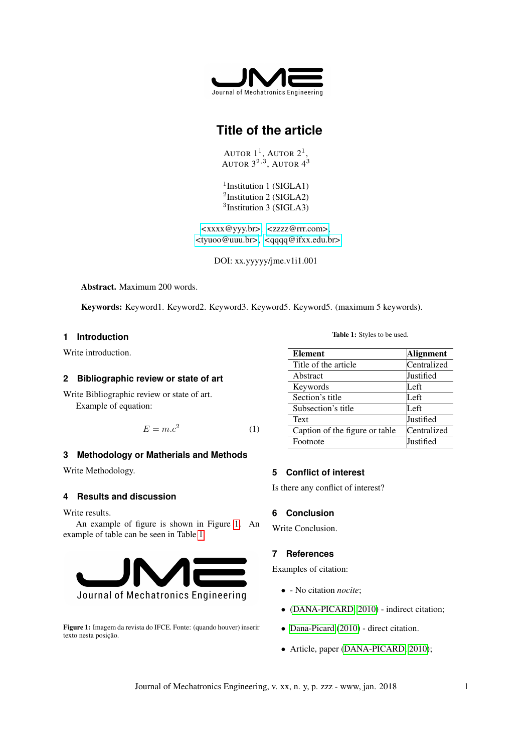# Title of the article

AUTOR 1[1], AUTOR 2[1],
AUTOR 3[2,3], AUTOR 4[3]

[1]Institution 1 (SIGLA1)
[2]Institution 2 (SIGLA2)
[3]Institution 3 (SIGLA3)

<xxxx@yyy.br>, <zzzz@rrr.com>,
<tyuoo@uuu.br>, <qqqq@ifxx.edu.br>

DOI: xx.yyyyy/jme.v1i1.001

**Abstract.** Maximum 200 words.

**Keywords:** Keyword1. Keyword2. Keyword3. Keyword5. Keyword5. (maximum 5 keywords).

## 1 Introduction

Write introduction.

## 2 Bibliographic review or state of art

Write Bibliographic review or state of art.

Example of equation:

$$E = m.c^2 \tag{1}$$

## 3 Methodology or Matherials and Methods

Write Methodology.

## 4 Results and discussion

Write results.

An example of figure is shown in Figure 1. An example of table can be seen in Table 1.

**Figure 1:** Imagem da revista do IFCE. Fonte: (quando houver) inserir texto nesta posição.

**Table 1:** Styles to be used.

| Element | Alignment |
|---|---|
| Title of the article | Centralized |
| Abstract | Justified |
| Keywords | Left |
| Section's title | Left |
| Subsection's title | Left |
| Text | Justified |
| Caption of the figure or table | Centralized |
| Footnote | Justified |

## 5 Conflict of interest

Is there any conflict of interest?

## 6 Conclusion

Write Conclusion.

## 7 References

Examples of citation:

- - No citation *nocite*;
- (DANA-PICARD, 2010) - indirect citation;
- Dana-Picard (2010) - direct citation.
- Article, paper (DANA-PICARD, 2010);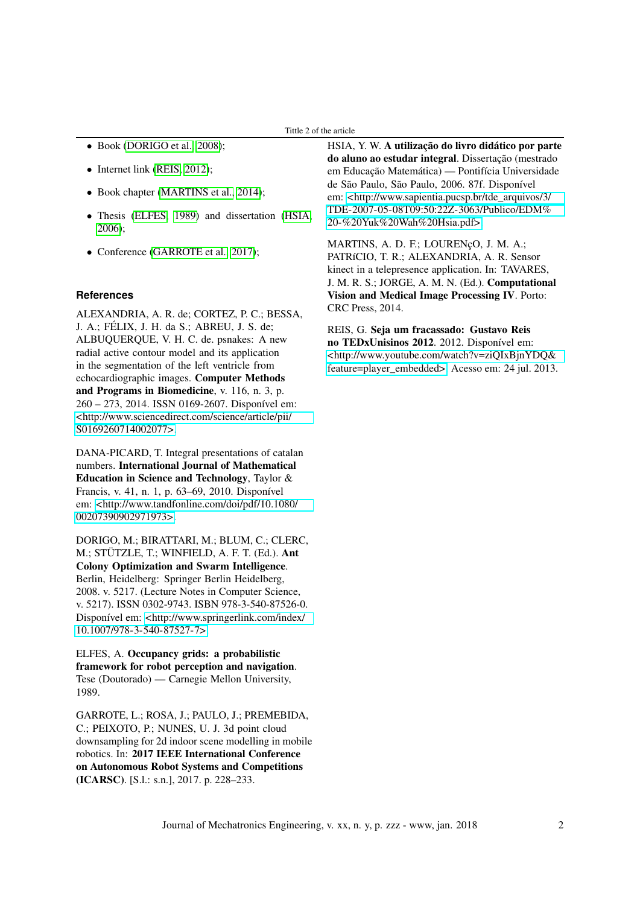- Book (DORIGO et al., 2008);
- Internet link (REIS, 2012);
- Book chapter (MARTINS et al., 2014);
- Thesis (ELFES, 1989) and dissertation (HSIA, 2006);
- Conference (GARROTE et al., 2017);

## References

ALEXANDRIA, A. R. de; CORTEZ, P. C.; BESSA, J. A.; FÉLIX, J. H. da S.; ABREU, J. S. de; ALBUQUERQUE, V. H. C. de. psnakes: A new radial active contour model and its application in the segmentation of the left ventricle from echocardiographic images. **Computer Methods and Programs in Biomedicine**, v. 116, n. 3, p. 260 – 273, 2014. ISSN 0169-2607. Disponível em: <http://www.sciencedirect.com/science/article/pii/S0169260714002077>.

DANA-PICARD, T. Integral presentations of catalan numbers. **International Journal of Mathematical Education in Science and Technology**, Taylor & Francis, v. 41, n. 1, p. 63–69, 2010. Disponível em: <http://www.tandfonline.com/doi/pdf/10.1080/00207390902971973>.

DORIGO, M.; BIRATTARI, M.; BLUM, C.; CLERC, M.; STÜTZLE, T.; WINFIELD, A. F. T. (Ed.). **Ant Colony Optimization and Swarm Intelligence**. Berlin, Heidelberg: Springer Berlin Heidelberg, 2008. v. 5217. (Lecture Notes in Computer Science, v. 5217). ISSN 0302-9743. ISBN 978-3-540-87526-0. Disponível em: <http://www.springerlink.com/index/10.1007/978-3-540-87527-7>.

ELFES, A. **Occupancy grids: a probabilistic framework for robot perception and navigation**. Tese (Doutorado) — Carnegie Mellon University, 1989.

GARROTE, L.; ROSA, J.; PAULO, J.; PREMEBIDA, C.; PEIXOTO, P.; NUNES, U. J. 3d point cloud downsampling for 2d indoor scene modelling in mobile robotics. In: **2017 IEEE International Conference on Autonomous Robot Systems and Competitions (ICARSC)**. [S.l.: s.n.], 2017. p. 228–233.

HSIA, Y. W. **A utilização do livro didático por parte do aluno ao estudar integral**. Dissertação (mestrado em Educação Matemática) — Pontifícia Universidade de São Paulo, São Paulo, 2006. 87f. Disponível em: <http://www.sapientia.pucsp.br/tde_arquivos/3/TDE-2007-05-08T09:50:22Z-3063/Publico/EDM%20-%20Yuk%20Wah%20Hsia.pdf>.

MARTINS, A. D. F.; LOURENçO, J. M. A.; PATRíCIO, T. R.; ALEXANDRIA, A. R. Sensor kinect in a telepresence application. In: TAVARES, J. M. R. S.; JORGE, A. M. N. (Ed.). **Computational Vision and Medical Image Processing IV**. Porto: CRC Press, 2014.

REIS, G. **Seja um fracassado: Gustavo Reis no TEDxUnisinos 2012**. 2012. Disponível em: <http://www.youtube.com/watch?v=ziQIxBjnYDQ&feature=player_embedded>. Acesso em: 24 jul. 2013.